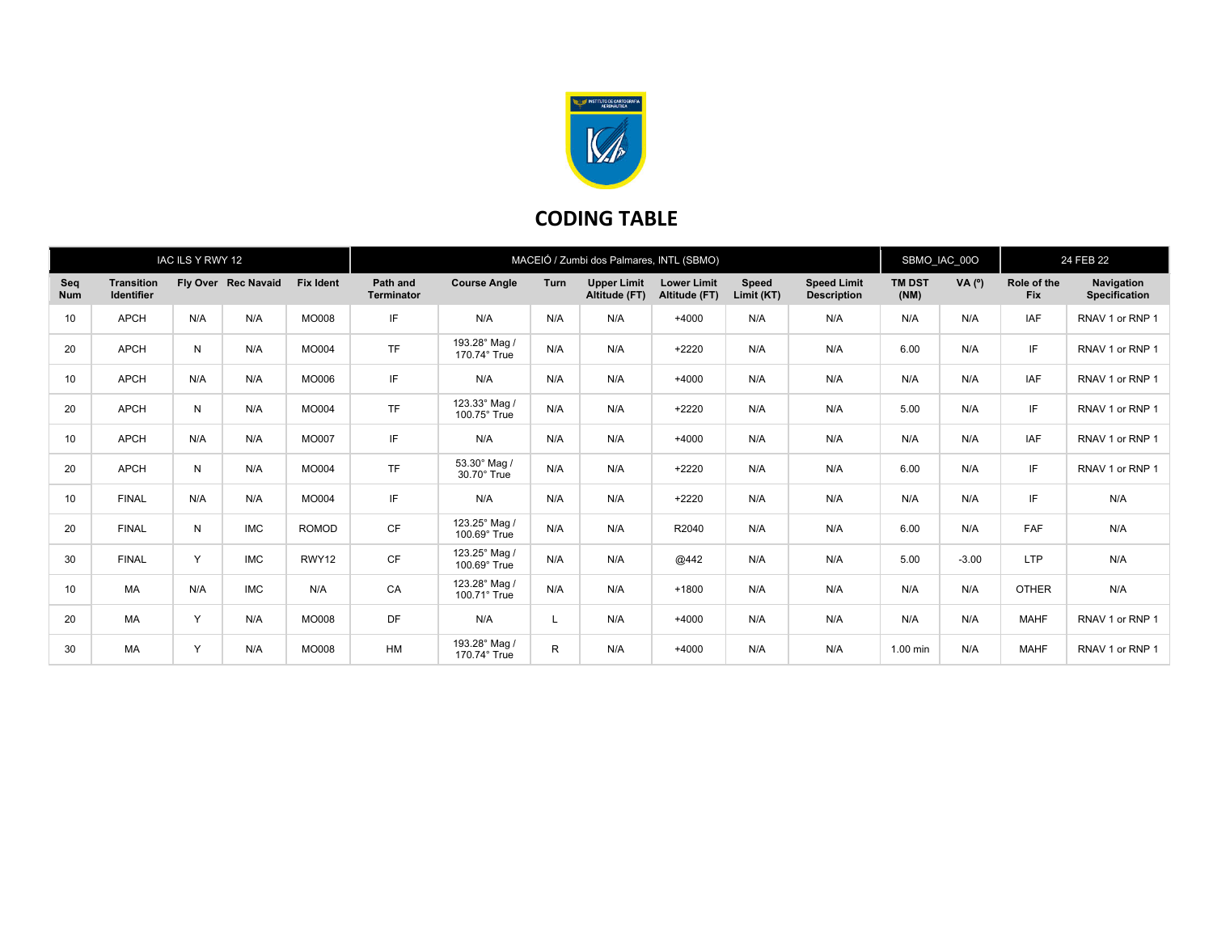# CODING TABLE

| IAC ILS Y RWY 12 | | | | | MACEIÓ / Zumbi dos Palmares, INTL (SBMO) | | | | | | SBMO_IAC_00O | | 24 FEB 22 | |
|---|---|---|---|---|---|---|---|---|---|---|---|---|---|---|
| **Seq Num** | **Transition Identifier** | **Fly Over** | **Rec Navaid** | **Fix Ident** | **Path and Terminator** | **Course Angle** | **Turn** | **Upper Limit Altitude (FT)** | **Lower Limit Altitude (FT)** | **Speed Limit (KT)** | **Speed Limit Description** | **TM DST (NM)** | **VA (º)** | **Role of the Fix** | **Navigation Specification** |
| 10 | APCH | N/A | N/A | MO008 | IF | N/A | N/A | N/A | +4000 | N/A | N/A | N/A | N/A | IAF | RNAV 1 or RNP 1 |
| 20 | APCH | N | N/A | MO004 | TF | 193.28° Mag / 170.74° True | N/A | N/A | +2220 | N/A | N/A | 6.00 | N/A | IF | RNAV 1 or RNP 1 |
| 10 | APCH | N/A | N/A | MO006 | IF | N/A | N/A | N/A | +4000 | N/A | N/A | N/A | N/A | IAF | RNAV 1 or RNP 1 |
| 20 | APCH | N | N/A | MO004 | TF | 123.33° Mag / 100.75° True | N/A | N/A | +2220 | N/A | N/A | 5.00 | N/A | IF | RNAV 1 or RNP 1 |
| 10 | APCH | N/A | N/A | MO007 | IF | N/A | N/A | N/A | +4000 | N/A | N/A | N/A | N/A | IAF | RNAV 1 or RNP 1 |
| 20 | APCH | N | N/A | MO004 | TF | 53.30° Mag / 30.70° True | N/A | N/A | +2220 | N/A | N/A | 6.00 | N/A | IF | RNAV 1 or RNP 1 |
| 10 | FINAL | N/A | N/A | MO004 | IF | N/A | N/A | N/A | +2220 | N/A | N/A | N/A | N/A | IF | N/A |
| 20 | FINAL | N | IMC | ROMOD | CF | 123.25° Mag / 100.69° True | N/A | N/A | R2040 | N/A | N/A | 6.00 | N/A | FAF | N/A |
| 30 | FINAL | Y | IMC | RWY12 | CF | 123.25° Mag / 100.69° True | N/A | N/A | @442 | N/A | N/A | 5.00 | -3.00 | LTP | N/A |
| 10 | MA | N/A | IMC | N/A | CA | 123.28° Mag / 100.71° True | N/A | N/A | +1800 | N/A | N/A | N/A | N/A | OTHER | N/A |
| 20 | MA | Y | N/A | MO008 | DF | N/A | L | N/A | +4000 | N/A | N/A | N/A | N/A | MAHF | RNAV 1 or RNP 1 |
| 30 | MA | Y | N/A | MO008 | HM | 193.28° Mag / 170.74° True | R | N/A | +4000 | N/A | N/A | 1.00 min | N/A | MAHF | RNAV 1 or RNP 1 |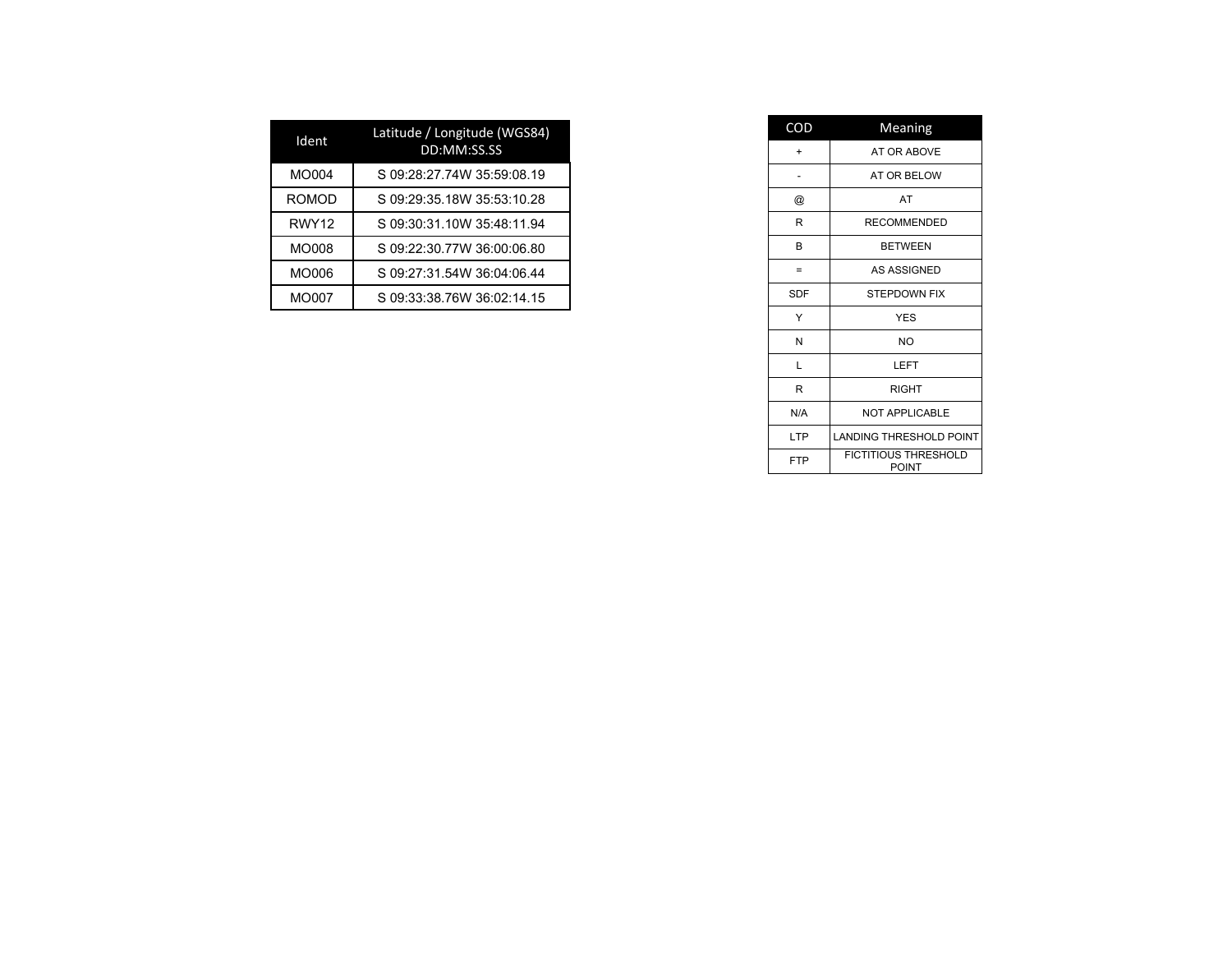| Ident | Latitude / Longitude (WGS84) DD:MM:SS.SS |
|---|---|
| MO004 | S 09:28:27.74W 35:59:08.19 |
| ROMOD | S 09:29:35.18W 35:53:10.28 |
| RWY12 | S 09:30:31.10W 35:48:11.94 |
| MO008 | S 09:22:30.77W 36:00:06.80 |
| MO006 | S 09:27:31.54W 36:04:06.44 |
| MO007 | S 09:33:38.76W 36:02:14.15 |

| COD | Meaning |
|---|---|
| + | AT OR ABOVE |
| - | AT OR BELOW |
| @ | AT |
| R | RECOMMENDED |
| B | BETWEEN |
| = | AS ASSIGNED |
| SDF | STEPDOWN FIX |
| Y | YES |
| N | NO |
| L | LEFT |
| R | RIGHT |
| N/A | NOT APPLICABLE |
| LTP | LANDING THRESHOLD POINT |
| FTP | FICTITIOUS THRESHOLD POINT |